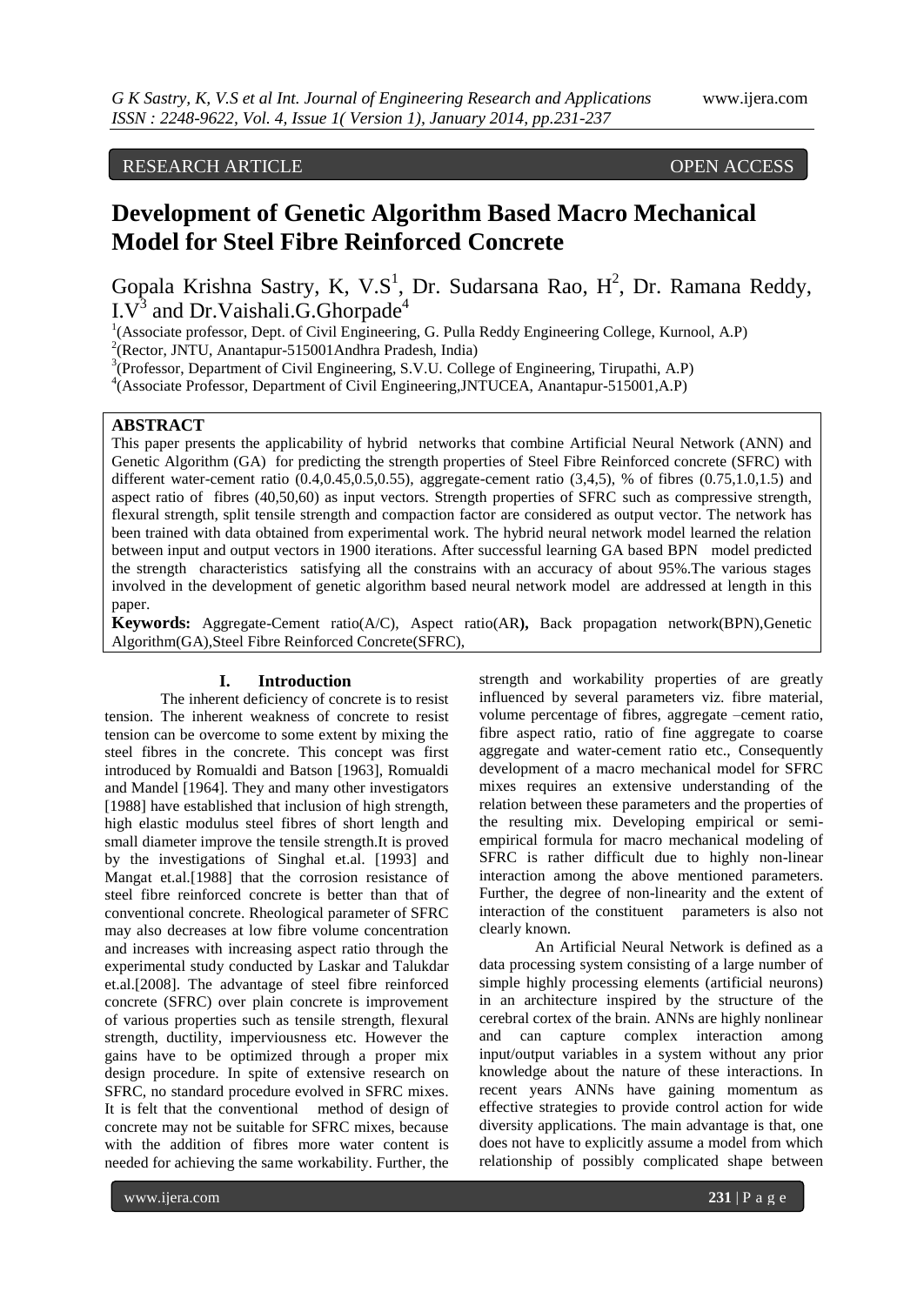RESEARCH ARTICLE OPEN ACCESS

# Development of Genetic Algorithm Based Macro Mechanical Model for Steel Fibre Reinforced Concrete

Gopala Krishna Sastry, K, V.S[1], Dr. Sudarsana Rao, H[2], Dr. Ramana Reddy, I.V[3] and Dr.Vaishali.G.Ghorpade[4]

[1](Associate professor, Dept. of Civil Engineering, G. Pulla Reddy Engineering College, Kurnool, A.P)
[2](Rector, JNTU, Anantapur-515001Andhra Pradesh, India)
[3](Professor, Department of Civil Engineering, S.V.U. College of Engineering, Tirupathi, A.P)
[4](Associate Professor, Department of Civil Engineering,JNTUCEA, Anantapur-515001,A.P)

## ABSTRACT

This paper presents the applicability of hybrid networks that combine Artificial Neural Network (ANN) and Genetic Algorithm (GA) for predicting the strength properties of Steel Fibre Reinforced concrete (SFRC) with different water-cement ratio (0.4,0.45,0.5,0.55), aggregate-cement ratio (3,4,5), % of fibres (0.75,1.0,1.5) and aspect ratio of fibres (40,50,60) as input vectors. Strength properties of SFRC such as compressive strength, flexural strength, split tensile strength and compaction factor are considered as output vector. The network has been trained with data obtained from experimental work. The hybrid neural network model learned the relation between input and output vectors in 1900 iterations. After successful learning GA based BPN model predicted the strength characteristics satisfying all the constrains with an accuracy of about 95%.The various stages involved in the development of genetic algorithm based neural network model are addressed at length in this paper.

**Keywords:** Aggregate-Cement ratio(A/C), Aspect ratio(AR**),** Back propagation network(BPN),Genetic Algorithm(GA),Steel Fibre Reinforced Concrete(SFRC),

## I. Introduction

The inherent deficiency of concrete is to resist tension. The inherent weakness of concrete to resist tension can be overcome to some extent by mixing the steel fibres in the concrete. This concept was first introduced by Romualdi and Batson [1963], Romualdi and Mandel [1964]. They and many other investigators [1988] have established that inclusion of high strength, high elastic modulus steel fibres of short length and small diameter improve the tensile strength.It is proved by the investigations of Singhal et.al. [1993] and Mangat et.al.[1988] that the corrosion resistance of steel fibre reinforced concrete is better than that of conventional concrete. Rheological parameter of SFRC may also decreases at low fibre volume concentration and increases with increasing aspect ratio through the experimental study conducted by Laskar and Talukdar et.al.[2008]. The advantage of steel fibre reinforced concrete (SFRC) over plain concrete is improvement of various properties such as tensile strength, flexural strength, ductility, imperviousness etc. However the gains have to be optimized through a proper mix design procedure. In spite of extensive research on SFRC, no standard procedure evolved in SFRC mixes. It is felt that the conventional method of design of concrete may not be suitable for SFRC mixes, because with the addition of fibres more water content is needed for achieving the same workability. Further, the strength and workability properties of are greatly influenced by several parameters viz. fibre material, volume percentage of fibres, aggregate –cement ratio, fibre aspect ratio, ratio of fine aggregate to coarse aggregate and water-cement ratio etc., Consequently development of a macro mechanical model for SFRC mixes requires an extensive understanding of the relation between these parameters and the properties of the resulting mix. Developing empirical or semi-empirical formula for macro mechanical modeling of SFRC is rather difficult due to highly non-linear interaction among the above mentioned parameters. Further, the degree of non-linearity and the extent of interaction of the constituent parameters is also not clearly known.

An Artificial Neural Network is defined as a data processing system consisting of a large number of simple highly processing elements (artificial neurons) in an architecture inspired by the structure of the cerebral cortex of the brain. ANNs are highly nonlinear and can capture complex interaction among input/output variables in a system without any prior knowledge about the nature of these interactions. In recent years ANNs have gaining momentum as effective strategies to provide control action for wide diversity applications. The main advantage is that, one does not have to explicitly assume a model from which relationship of possibly complicated shape between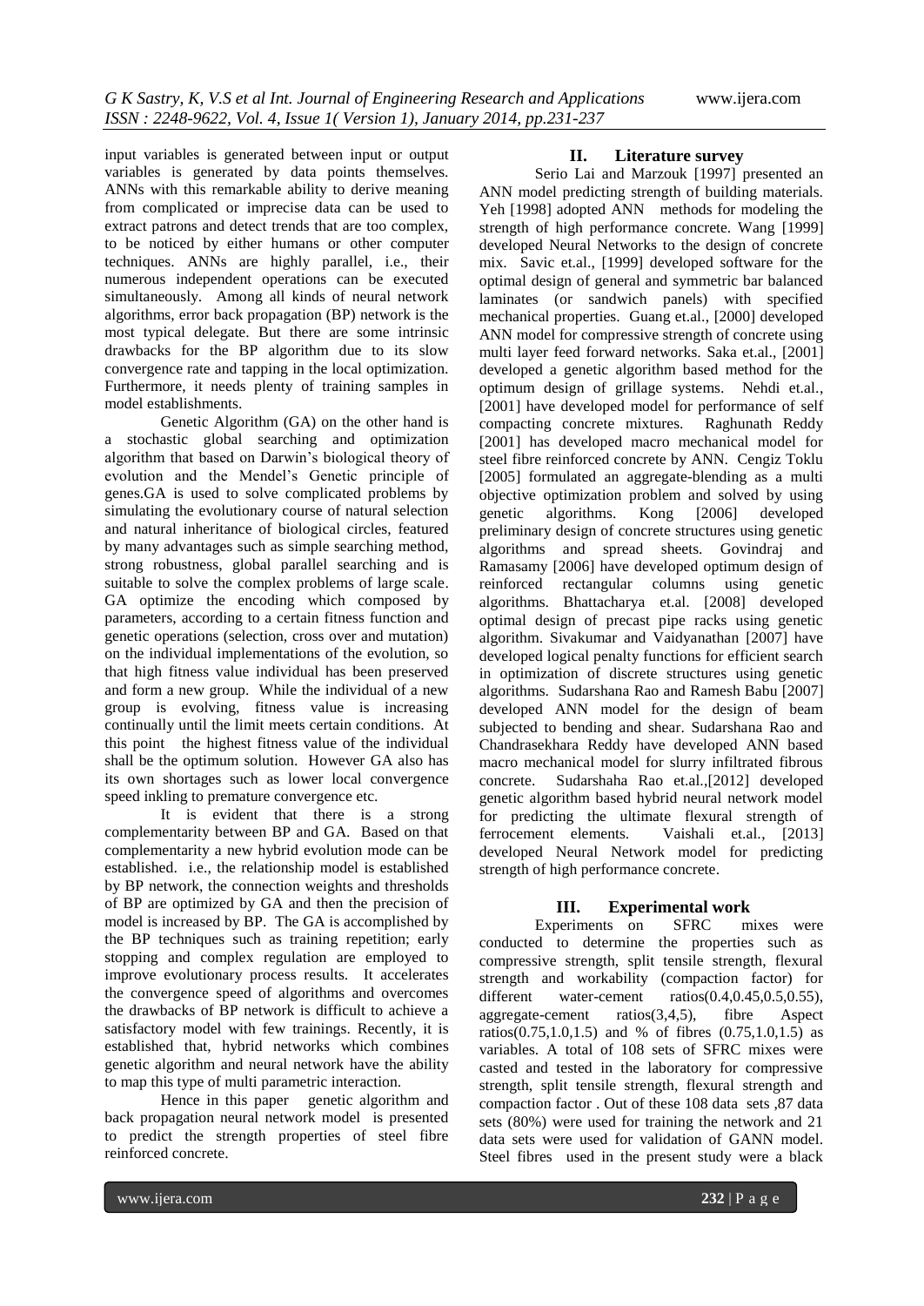input variables is generated between input or output variables is generated by data points themselves. ANNs with this remarkable ability to derive meaning from complicated or imprecise data can be used to extract patrons and detect trends that are too complex, to be noticed by either humans or other computer techniques. ANNs are highly parallel, i.e., their numerous independent operations can be executed simultaneously. Among all kinds of neural network algorithms, error back propagation (BP) network is the most typical delegate. But there are some intrinsic drawbacks for the BP algorithm due to its slow convergence rate and tapping in the local optimization. Furthermore, it needs plenty of training samples in model establishments.

Genetic Algorithm (GA) on the other hand is a stochastic global searching and optimization algorithm that based on Darwin's biological theory of evolution and the Mendel's Genetic principle of genes.GA is used to solve complicated problems by simulating the evolutionary course of natural selection and natural inheritance of biological circles, featured by many advantages such as simple searching method, strong robustness, global parallel searching and is suitable to solve the complex problems of large scale. GA optimize the encoding which composed by parameters, according to a certain fitness function and genetic operations (selection, cross over and mutation) on the individual implementations of the evolution, so that high fitness value individual has been preserved and form a new group. While the individual of a new group is evolving, fitness value is increasing continually until the limit meets certain conditions. At this point the highest fitness value of the individual shall be the optimum solution. However GA also has its own shortages such as lower local convergence speed inkling to premature convergence etc.

It is evident that there is a strong complementarity between BP and GA. Based on that complementarity a new hybrid evolution mode can be established. i.e., the relationship model is established by BP network, the connection weights and thresholds of BP are optimized by GA and then the precision of model is increased by BP. The GA is accomplished by the BP techniques such as training repetition; early stopping and complex regulation are employed to improve evolutionary process results. It accelerates the convergence speed of algorithms and overcomes the drawbacks of BP network is difficult to achieve a satisfactory model with few trainings. Recently, it is established that, hybrid networks which combines genetic algorithm and neural network have the ability to map this type of multi parametric interaction.

Hence in this paper genetic algorithm and back propagation neural network model is presented to predict the strength properties of steel fibre reinforced concrete.

## II. Literature survey

Serio Lai and Marzouk [1997] presented an ANN model predicting strength of building materials. Yeh [1998] adopted ANN methods for modeling the strength of high performance concrete. Wang [1999] developed Neural Networks to the design of concrete mix. Savic et.al., [1999] developed software for the optimal design of general and symmetric bar balanced laminates (or sandwich panels) with specified mechanical properties. Guang et.al., [2000] developed ANN model for compressive strength of concrete using multi layer feed forward networks. Saka et.al., [2001] developed a genetic algorithm based method for the optimum design of grillage systems. Nehdi et.al., [2001] have developed model for performance of self compacting concrete mixtures. Raghunath Reddy [2001] has developed macro mechanical model for steel fibre reinforced concrete by ANN. Cengiz Toklu [2005] formulated an aggregate-blending as a multi objective optimization problem and solved by using genetic algorithms. Kong [2006] developed preliminary design of concrete structures using genetic algorithms and spread sheets. Govindraj and Ramasamy [2006] have developed optimum design of reinforced rectangular columns using genetic algorithms. Bhattacharya et.al. [2008] developed optimal design of precast pipe racks using genetic algorithm. Sivakumar and Vaidyanathan [2007] have developed logical penalty functions for efficient search in optimization of discrete structures using genetic algorithms. Sudarshana Rao and Ramesh Babu [2007] developed ANN model for the design of beam subjected to bending and shear. Sudarshana Rao and Chandrasekhara Reddy have developed ANN based macro mechanical model for slurry infiltrated fibrous concrete. Sudarshaha Rao et.al.,[2012] developed genetic algorithm based hybrid neural network model for predicting the ultimate flexural strength of ferrocement elements. Vaishali et.al., [2013] developed Neural Network model for predicting strength of high performance concrete.

## III. Experimental work

Experiments on SFRC mixes were conducted to determine the properties such as compressive strength, split tensile strength, flexural strength and workability (compaction factor) for different water-cement ratios(0.4,0.45,0.5,0.55), aggregate-cement ratios(3,4,5), fibre Aspect ratios(0.75,1.0,1.5) and % of fibres (0.75,1.0,1.5) as variables. A total of 108 sets of SFRC mixes were casted and tested in the laboratory for compressive strength, split tensile strength, flexural strength and compaction factor . Out of these 108 data sets ,87 data sets (80%) were used for training the network and 21 data sets were used for validation of GANN model. Steel fibres used in the present study were a black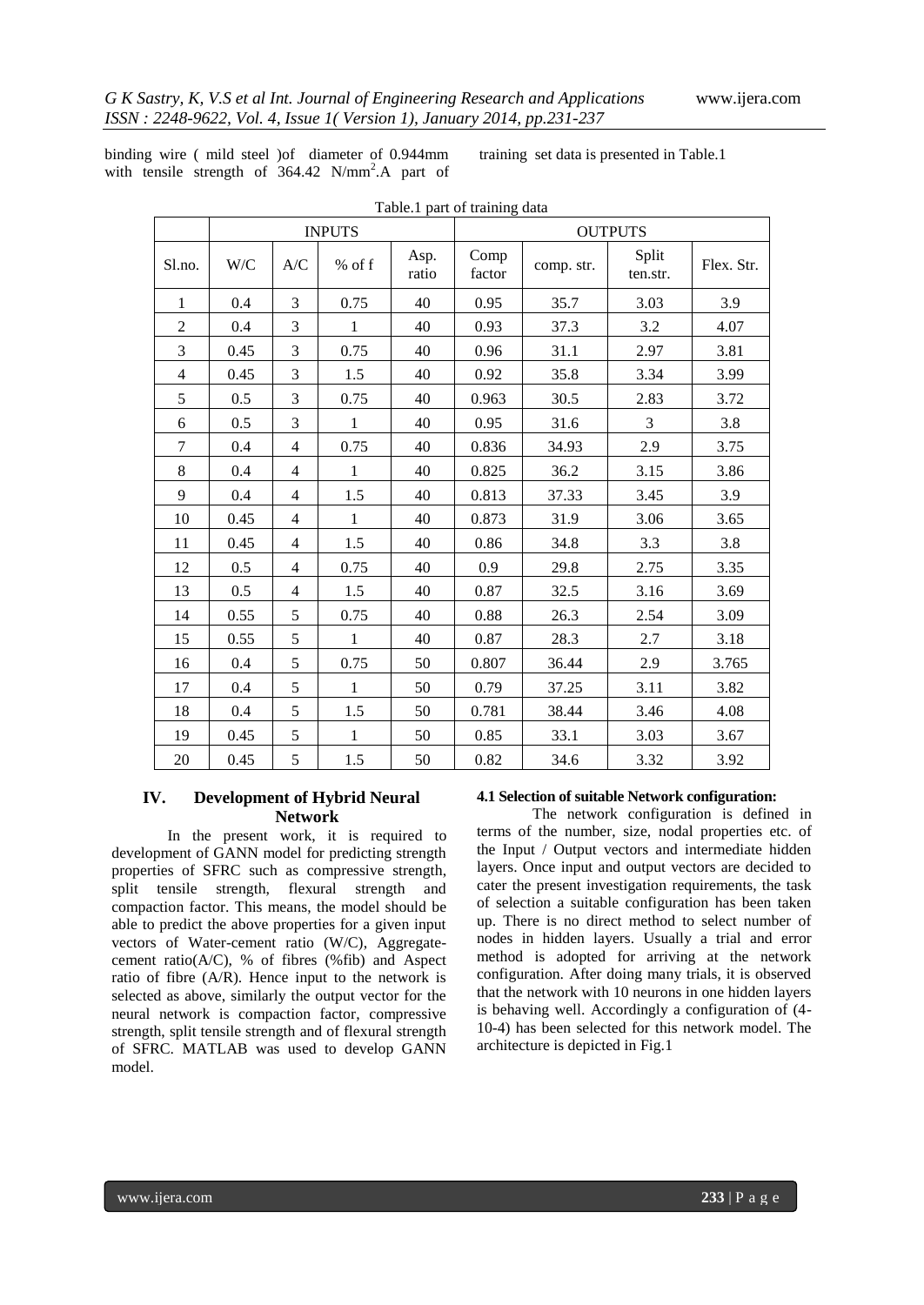binding wire ( mild steel )of diameter of 0.944mm with tensile strength of 364.42 N/mm$^2$.A part of training set data is presented in Table.1

Table.1 part of training data

| | INPUTS | | | | OUTPUTS | | | |
|---|---|---|---|---|---|---|---|---|
| Sl.no. | W/C | A/C | % of f | Asp. ratio | Comp factor | comp. str. | Split ten.str. | Flex. Str. |
| 1 | 0.4 | 3 | 0.75 | 40 | 0.95 | 35.7 | 3.03 | 3.9 |
| 2 | 0.4 | 3 | 1 | 40 | 0.93 | 37.3 | 3.2 | 4.07 |
| 3 | 0.45 | 3 | 0.75 | 40 | 0.96 | 31.1 | 2.97 | 3.81 |
| 4 | 0.45 | 3 | 1.5 | 40 | 0.92 | 35.8 | 3.34 | 3.99 |
| 5 | 0.5 | 3 | 0.75 | 40 | 0.963 | 30.5 | 2.83 | 3.72 |
| 6 | 0.5 | 3 | 1 | 40 | 0.95 | 31.6 | 3 | 3.8 |
| 7 | 0.4 | 4 | 0.75 | 40 | 0.836 | 34.93 | 2.9 | 3.75 |
| 8 | 0.4 | 4 | 1 | 40 | 0.825 | 36.2 | 3.15 | 3.86 |
| 9 | 0.4 | 4 | 1.5 | 40 | 0.813 | 37.33 | 3.45 | 3.9 |
| 10 | 0.45 | 4 | 1 | 40 | 0.873 | 31.9 | 3.06 | 3.65 |
| 11 | 0.45 | 4 | 1.5 | 40 | 0.86 | 34.8 | 3.3 | 3.8 |
| 12 | 0.5 | 4 | 0.75 | 40 | 0.9 | 29.8 | 2.75 | 3.35 |
| 13 | 0.5 | 4 | 1.5 | 40 | 0.87 | 32.5 | 3.16 | 3.69 |
| 14 | 0.55 | 5 | 0.75 | 40 | 0.88 | 26.3 | 2.54 | 3.09 |
| 15 | 0.55 | 5 | 1 | 40 | 0.87 | 28.3 | 2.7 | 3.18 |
| 16 | 0.4 | 5 | 0.75 | 50 | 0.807 | 36.44 | 2.9 | 3.765 |
| 17 | 0.4 | 5 | 1 | 50 | 0.79 | 37.25 | 3.11 | 3.82 |
| 18 | 0.4 | 5 | 1.5 | 50 | 0.781 | 38.44 | 3.46 | 4.08 |
| 19 | 0.45 | 5 | 1 | 50 | 0.85 | 33.1 | 3.03 | 3.67 |
| 20 | 0.45 | 5 | 1.5 | 50 | 0.82 | 34.6 | 3.32 | 3.92 |

## IV. Development of Hybrid Neural Network

In the present work, it is required to development of GANN model for predicting strength properties of SFRC such as compressive strength, split tensile strength, flexural strength and compaction factor. This means, the model should be able to predict the above properties for a given input vectors of Water-cement ratio (W/C), Aggregate-cement ratio(A/C), % of fibres (%fib) and Aspect ratio of fibre (A/R). Hence input to the network is selected as above, similarly the output vector for the neural network is compaction factor, compressive strength, split tensile strength and of flexural strength of SFRC. MATLAB was used to develop GANN model.

### 4.1 Selection of suitable Network configuration:

The network configuration is defined in terms of the number, size, nodal properties etc. of the Input / Output vectors and intermediate hidden layers. Once input and output vectors are decided to cater the present investigation requirements, the task of selection a suitable configuration has been taken up. There is no direct method to select number of nodes in hidden layers. Usually a trial and error method is adopted for arriving at the network configuration. After doing many trials, it is observed that the network with 10 neurons in one hidden layers is behaving well. Accordingly a configuration of (4-10-4) has been selected for this network model. The architecture is depicted in Fig.1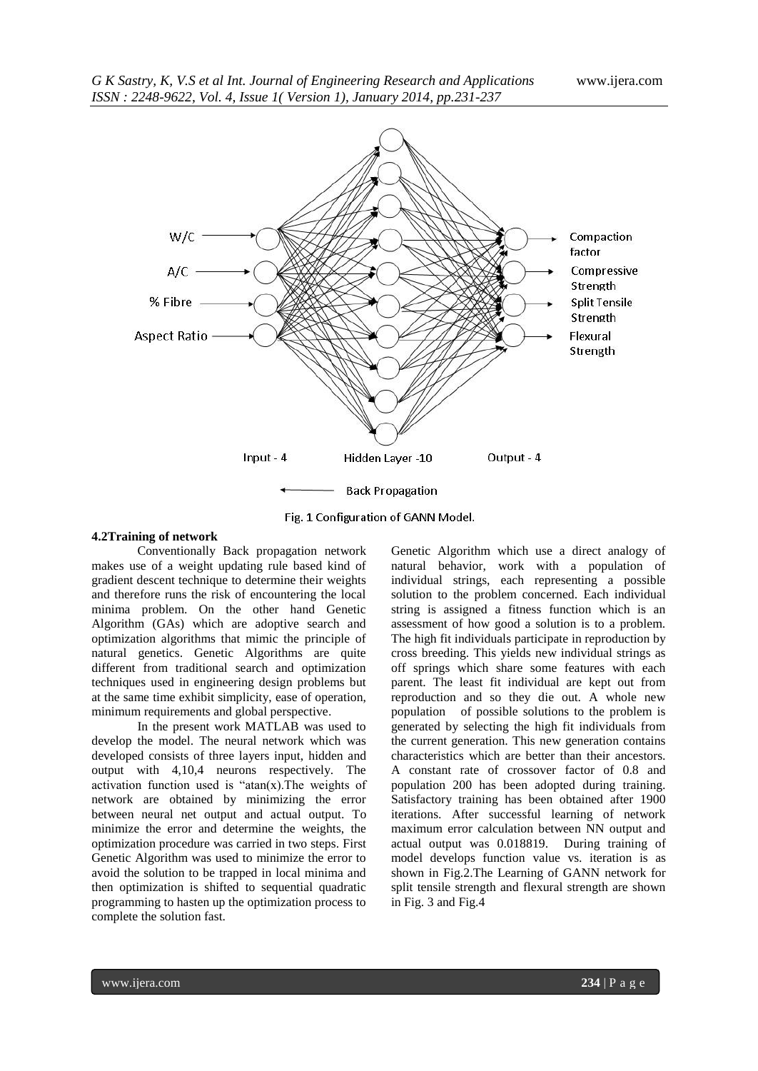Fig. 1 Configuration of GANN Model.

### 4.2 Training of network

Conventionally Back propagation network makes use of a weight updating rule based kind of gradient descent technique to determine their weights and therefore runs the risk of encountering the local minima problem. On the other hand Genetic Algorithm (GAs) which are adoptive search and optimization algorithms that mimic the principle of natural genetics. Genetic Algorithms are quite different from traditional search and optimization techniques used in engineering design problems but at the same time exhibit simplicity, ease of operation, minimum requirements and global perspective.

In the present work MATLAB was used to develop the model. The neural network which was developed consists of three layers input, hidden and output with 4,10,4 neurons respectively. The activation function used is "atan(x).The weights of network are obtained by minimizing the error between neural net output and actual output. To minimize the error and determine the weights, the optimization procedure was carried in two steps. First Genetic Algorithm was used to minimize the error to avoid the solution to be trapped in local minima and then optimization is shifted to sequential quadratic programming to hasten up the optimization process to complete the solution fast.

Genetic Algorithm which use a direct analogy of natural behavior, work with a population of individual strings, each representing a possible solution to the problem concerned. Each individual string is assigned a fitness function which is an assessment of how good a solution is to a problem. The high fit individuals participate in reproduction by cross breeding. This yields new individual strings as off springs which share some features with each parent. The least fit individual are kept out from reproduction and so they die out. A whole new population of possible solutions to the problem is generated by selecting the high fit individuals from the current generation. This new generation contains characteristics which are better than their ancestors. A constant rate of crossover factor of 0.8 and population 200 has been adopted during training. Satisfactory training has been obtained after 1900 iterations. After successful learning of network maximum error calculation between NN output and actual output was 0.018819. During training of model develops function value vs. iteration is as shown in Fig.2.The Learning of GANN network for split tensile strength and flexural strength are shown in Fig. 3 and Fig.4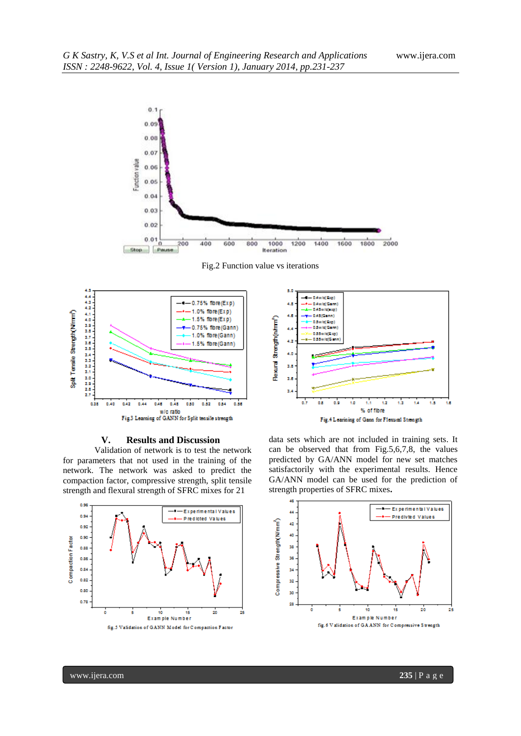Fig.2 Function value vs iterations

Fig.3 Learning of GANN for Split tensile strength

Fig.4 Learning of Gann for Flexural Strength

## V. Results and Discussion

Validation of network is to test the network for parameters that not used in the training of the network. The network was asked to predict the compaction factor, compressive strength, split tensile strength and flexural strength of SFRC mixes for 21 data sets which are not included in training sets. It can be observed that from Fig.5,6,7,8, the values predicted by GA/ANN model for new set matches satisfactorily with the experimental results. Hence GA/ANN model can be used for the prediction of strength properties of SFRC mixes**.**

fig.5 Validation of GANN Model for Compaction Factor

fig.6 Validation of GA ANN for Compressive Strength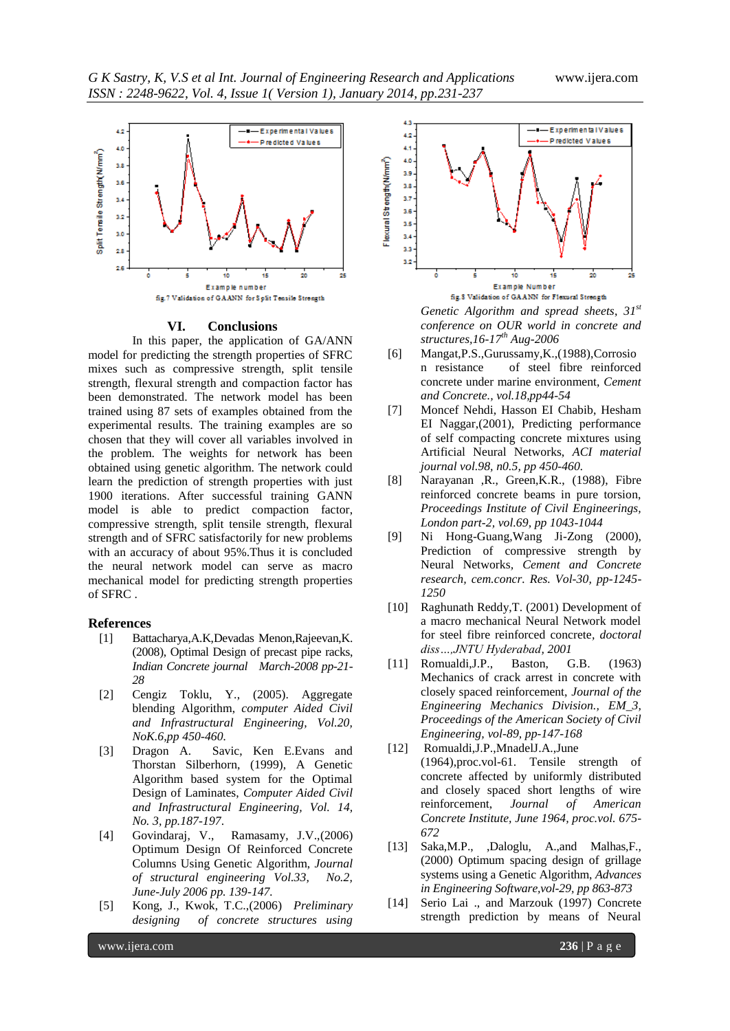fig.7 Validation of GAANN for Split Tensile Strength

fig.8 Validation of GAANN for Flexural Strength

## VI. Conclusions

In this paper, the application of GA/ANN model for predicting the strength properties of SFRC mixes such as compressive strength, split tensile strength, flexural strength and compaction factor has been demonstrated. The network model has been trained using 87 sets of examples obtained from the experimental results. The training examples are so chosen that they will cover all variables involved in the problem. The weights for network has been obtained using genetic algorithm. The network could learn the prediction of strength properties with just 1900 iterations. After successful training GANN model is able to predict compaction factor, compressive strength, split tensile strength, flexural strength and of SFRC satisfactorily for new problems with an accuracy of about 95%.Thus it is concluded the neural network model can serve as macro mechanical model for predicting strength properties of SFRC .

## References

[1] Battacharya,A.K,Devadas Menon,Rajeevan,K. (2008), Optimal Design of precast pipe racks, *Indian Concrete journal March-2008 pp-21-28*

[2] Cengiz Toklu, Y., (2005). Aggregate blending Algorithm, *computer Aided Civil and Infrastructural Engineering, Vol.20, NoK.6,pp 450-460.*

[3] Dragon A. Savic, Ken E.Evans and Thorstan Silberhorn, (1999), A Genetic Algorithm based system for the Optimal Design of Laminates, *Computer Aided Civil and Infrastructural Engineering, Vol. 14, No. 3, pp.187-197*.

[4] Govindaraj, V., Ramasamy, J.V.,(2006) Optimum Design Of Reinforced Concrete Columns Using Genetic Algorithm, *Journal of structural engineering Vol.33, No.2, June-July 2006 pp. 139-147.*

[5] Kong, J., Kwok, T.C.,(2006) *Preliminary designing of concrete structures using Genetic Algorithm and spread sheets, 31st conference on OUR world in concrete and structures,16-17th Aug-2006*

[6] Mangat,P.S.,Gurussamy,K.,(1988),Corrosion resistance of steel fibre reinforced concrete under marine environment, *Cement and Concrete., vol.18,pp44-54*

[7] Moncef Nehdi, Hasson EI Chabib, Hesham EI Naggar,(2001), Predicting performance of self compacting concrete mixtures using Artificial Neural Networks, *ACI material journal vol.98, n0.5, pp 450-460.*

[8] Narayanan ,R., Green,K.R., (1988), Fibre reinforced concrete beams in pure torsion, *Proceedings Institute of Civil Engineerings, London part-2, vol.69, pp 1043-1044*

[9] Ni Hong-Guang,Wang Ji-Zong (2000), Prediction of compressive strength by Neural Networks, *Cement and Concrete research, cem.concr. Res. Vol-30, pp-1245-1250*

[10] Raghunath Reddy,T. (2001) Development of a macro mechanical Neural Network model for steel fibre reinforced concrete, *doctoral diss…,JNTU Hyderabad, 2001*

[11] Romualdi,J.P., Baston, G.B. (1963) Mechanics of crack arrest in concrete with closely spaced reinforcement, *Journal of the Engineering Mechanics Division., EM_3, Proceedings of the American Society of Civil Engineering, vol-89, pp-147-168*

[12] Romualdi,J.P.,MnadelJ.A.,June (1964),proc.vol-61. Tensile strength of concrete affected by uniformly distributed and closely spaced short lengths of wire reinforcement, *Journal of American Concrete Institute, June 1964, proc.vol. 675-672*

[13] Saka,M.P., ,Daloglu, A.,and Malhas,F., (2000) Optimum spacing design of grillage systems using a Genetic Algorithm, *Advances in Engineering Software,vol-29, pp 863-873*

[14] Serio Lai ., and Marzouk (1997) Concrete strength prediction by means of Neural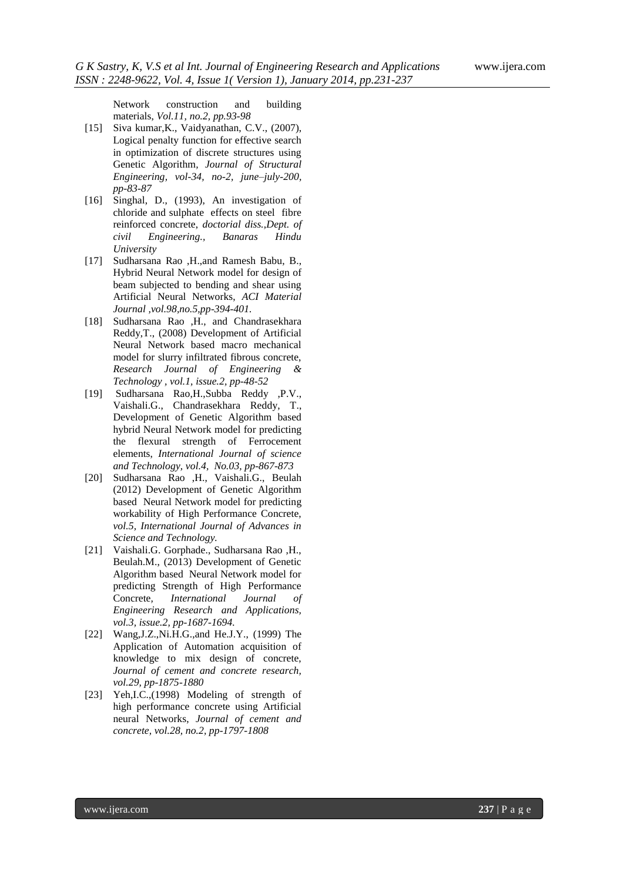Network construction and building materials, *Vol.11, no.2, pp.93-98*

[15] Siva kumar,K., Vaidyanathan, C.V., (2007), Logical penalty function for effective search in optimization of discrete structures using Genetic Algorithm, *Journal of Structural Engineering, vol-34, no-2, june–july-200, pp-83-87*

[16] Singhal, D., (1993), An investigation of chloride and sulphate effects on steel fibre reinforced concrete, *doctorial diss.,Dept. of civil Engineering., Banaras Hindu University*

[17] Sudharsana Rao ,H.,and Ramesh Babu, B., Hybrid Neural Network model for design of beam subjected to bending and shear using Artificial Neural Networks, *ACI Material Journal ,vol.98,no.5,pp-394-401.*

[18] Sudharsana Rao ,H., and Chandrasekhara Reddy,T., (2008) Development of Artificial Neural Network based macro mechanical model for slurry infiltrated fibrous concrete, *Research Journal of Engineering & Technology , vol.1, issue.2, pp-48-52*

[19] Sudharsana Rao,H.,Subba Reddy ,P.V., Vaishali.G., Chandrasekhara Reddy, T., Development of Genetic Algorithm based hybrid Neural Network model for predicting the flexural strength of Ferrocement elements, *International Journal of science and Technology, vol.4, No.03, pp-867-873*

[20] Sudharsana Rao ,H., Vaishali.G., Beulah (2012) Development of Genetic Algorithm based Neural Network model for predicting workability of High Performance Concrete, *vol.5, International Journal of Advances in Science and Technology.*

[21] Vaishali.G. Gorphade., Sudharsana Rao ,H., Beulah.M., (2013) Development of Genetic Algorithm based Neural Network model for predicting Strength of High Performance Concrete, *International Journal of Engineering Research and Applications, vol.3, issue.2, pp-1687-1694.*

[22] Wang,J.Z.,Ni.H.G.,and He.J.Y., (1999) The Application of Automation acquisition of knowledge to mix design of concrete, *Journal of cement and concrete research, vol.29, pp-1875-1880*

[23] Yeh,I.C.,(1998) Modeling of strength of high performance concrete using Artificial neural Networks, *Journal of cement and concrete, vol.28, no.2, pp-1797-1808*